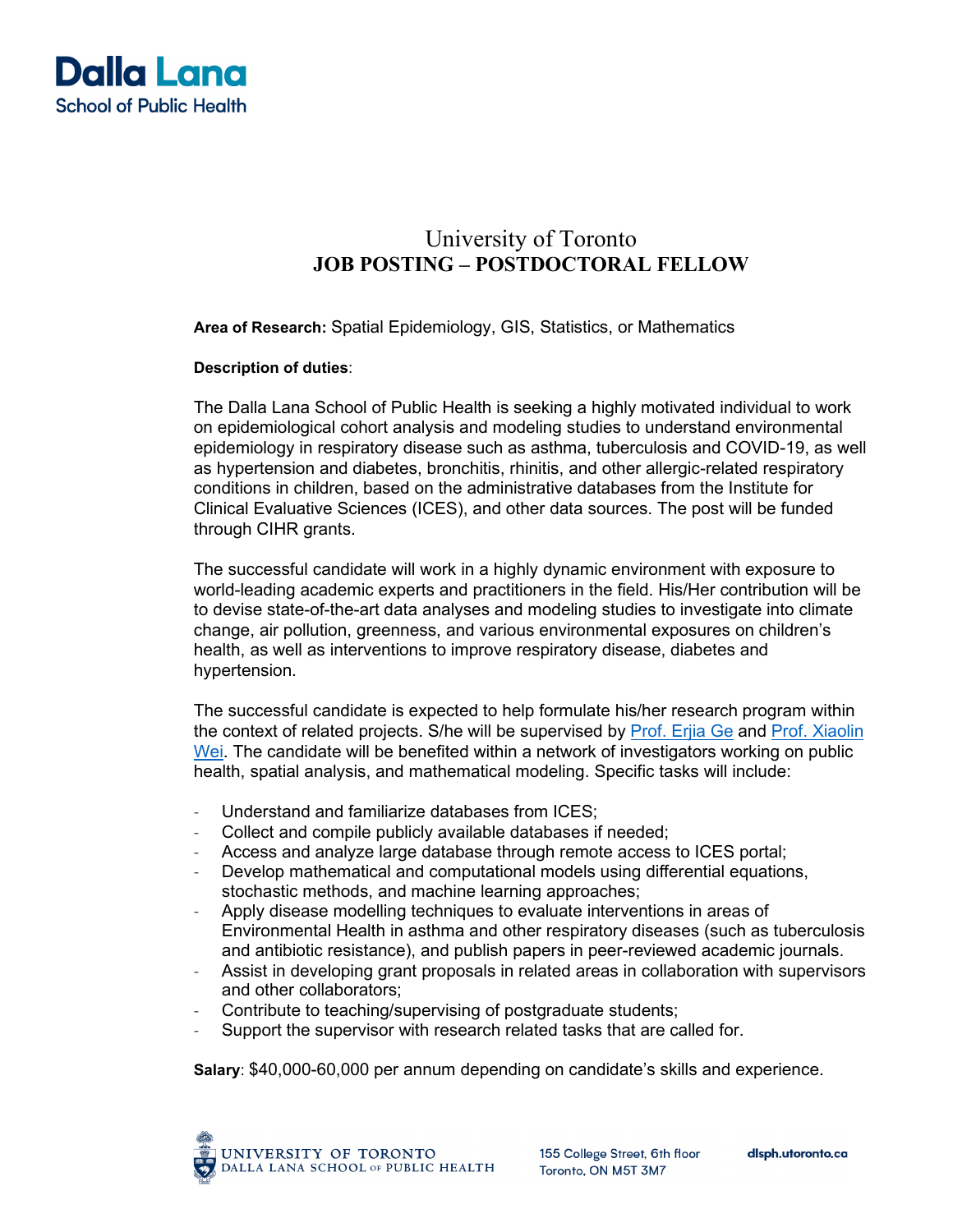Dalla Lana
School of Public Health

# University of Toronto
## JOB POSTING – POSTDOCTORAL FELLOW

**Area of Research:** Spatial Epidemiology, GIS, Statistics, or Mathematics

**Description of duties**:

The Dalla Lana School of Public Health is seeking a highly motivated individual to work on epidemiological cohort analysis and modeling studies to understand environmental epidemiology in respiratory disease such as asthma, tuberculosis and COVID-19, as well as hypertension and diabetes, bronchitis, rhinitis, and other allergic-related respiratory conditions in children, based on the administrative databases from the Institute for Clinical Evaluative Sciences (ICES), and other data sources. The post will be funded through CIHR grants.

The successful candidate will work in a highly dynamic environment with exposure to world-leading academic experts and practitioners in the field. His/Her contribution will be to devise state-of-the-art data analyses and modeling studies to investigate into climate change, air pollution, greenness, and various environmental exposures on children's health, as well as interventions to improve respiratory disease, diabetes and hypertension.

The successful candidate is expected to help formulate his/her research program within the context of related projects. S/he will be supervised by Prof. Erjia Ge and Prof. Xiaolin Wei. The candidate will be benefited within a network of investigators working on public health, spatial analysis, and mathematical modeling. Specific tasks will include:

- Understand and familiarize databases from ICES;
- Collect and compile publicly available databases if needed;
- Access and analyze large database through remote access to ICES portal;
- Develop mathematical and computational models using differential equations, stochastic methods, and machine learning approaches;
- Apply disease modelling techniques to evaluate interventions in areas of Environmental Health in asthma and other respiratory diseases (such as tuberculosis and antibiotic resistance), and publish papers in peer-reviewed academic journals.
- Assist in developing grant proposals in related areas in collaboration with supervisors and other collaborators;
- Contribute to teaching/supervising of postgraduate students;
- Support the supervisor with research related tasks that are called for.

**Salary**: $40,000-60,000 per annum depending on candidate's skills and experience.

UNIVERSITY OF TORONTO
DALLA LANA SCHOOL OF PUBLIC HEALTH

155 College Street, 6th floor
Toronto, ON M5T 3M7

dlsph.utoronto.ca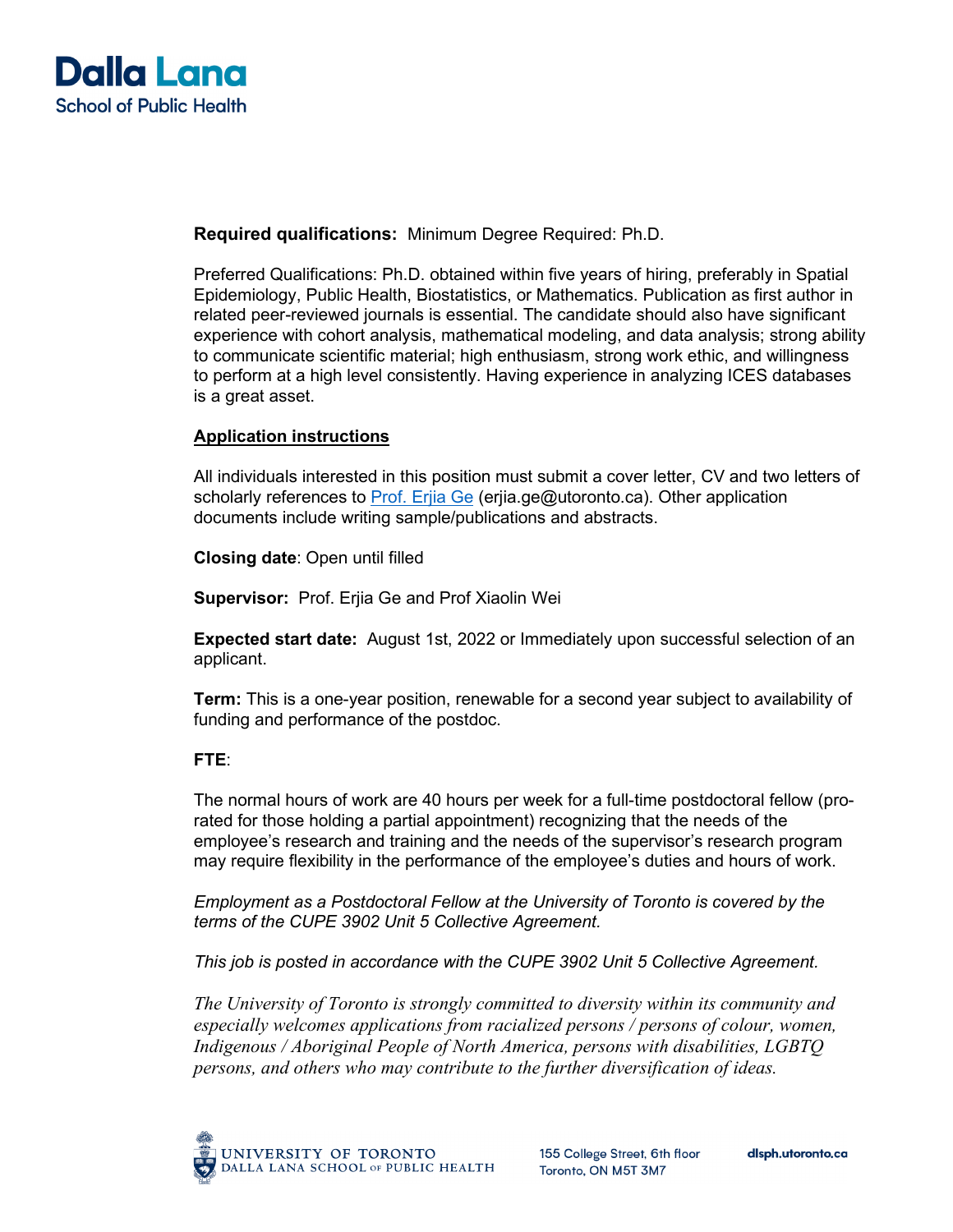**Required qualifications:** Minimum Degree Required: Ph.D.

Preferred Qualifications: Ph.D. obtained within five years of hiring, preferably in Spatial Epidemiology, Public Health, Biostatistics, or Mathematics. Publication as first author in related peer-reviewed journals is essential. The candidate should also have significant experience with cohort analysis, mathematical modeling, and data analysis; strong ability to communicate scientific material; high enthusiasm, strong work ethic, and willingness to perform at a high level consistently. Having experience in analyzing ICES databases is a great asset.

**Application instructions**

All individuals interested in this position must submit a cover letter, CV and two letters of scholarly references to [Prof. Erjia Ge](erjia.ge@utoronto.ca) (erjia.ge@utoronto.ca). Other application documents include writing sample/publications and abstracts.

**Closing date**: Open until filled

**Supervisor:** Prof. Erjia Ge and Prof Xiaolin Wei

**Expected start date:** August 1st, 2022 or Immediately upon successful selection of an applicant.

**Term:** This is a one-year position, renewable for a second year subject to availability of funding and performance of the postdoc.

**FTE**:

The normal hours of work are 40 hours per week for a full-time postdoctoral fellow (pro-rated for those holding a partial appointment) recognizing that the needs of the employee's research and training and the needs of the supervisor's research program may require flexibility in the performance of the employee's duties and hours of work.

*Employment as a Postdoctoral Fellow at the University of Toronto is covered by the terms of the CUPE 3902 Unit 5 Collective Agreement.*

*This job is posted in accordance with the CUPE 3902 Unit 5 Collective Agreement.*

*The University of Toronto is strongly committed to diversity within its community and especially welcomes applications from racialized persons / persons of colour, women, Indigenous / Aboriginal People of North America, persons with disabilities, LGBTQ persons, and others who may contribute to the further diversification of ideas.*

University of Toronto Dalla Lana School of Public Health

155 College Street, 6th floor
Toronto, ON M5T 3M7

dlsph.utoronto.ca